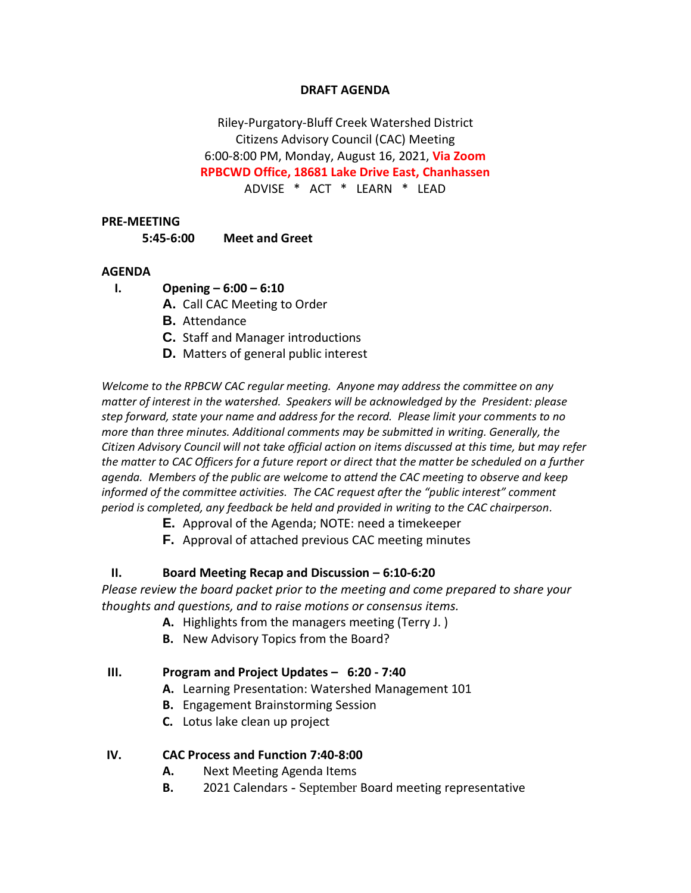**DRAFT AGENDA**

Riley-Purgatory-Bluff Creek Watershed District
Citizens Advisory Council (CAC) Meeting
6:00-8:00 PM, Monday, August 16, 2021, **Via Zoom**
**RPBCWD Office, 18681 Lake Drive East, Chanhassen**
ADVISE * ACT * LEARN * LEAD

**PRE-MEETING**

**5:45-6:00 Meet and Greet**

**AGENDA**

**I. Opening – 6:00 – 6:10**

- **A.** Call CAC Meeting to Order
- **B.** Attendance
- **C.** Staff and Manager introductions
- **D.** Matters of general public interest

*Welcome to the RPBCW CAC regular meeting. Anyone may address the committee on any matter of interest in the watershed. Speakers will be acknowledged by the President: please step forward, state your name and address for the record. Please limit your comments to no more than three minutes. Additional comments may be submitted in writing. Generally, the Citizen Advisory Council will not take official action on items discussed at this time, but may refer the matter to CAC Officers for a future report or direct that the matter be scheduled on a further agenda. Members of the public are welcome to attend the CAC meeting to observe and keep informed of the committee activities. The CAC request after the "public interest" comment period is completed, any feedback be held and provided in writing to the CAC chairperson.*

- **E.** Approval of the Agenda; NOTE: need a timekeeper
- **F.** Approval of attached previous CAC meeting minutes

**II. Board Meeting Recap and Discussion – 6:10-6:20**

*Please review the board packet prior to the meeting and come prepared to share your thoughts and questions, and to raise motions or consensus items.*

- **A.** Highlights from the managers meeting (Terry J. )
- **B.** New Advisory Topics from the Board?

**III. Program and Project Updates – 6:20 - 7:40**

- **A.** Learning Presentation: Watershed Management 101
- **B.** Engagement Brainstorming Session
- **C.** Lotus lake clean up project

**IV. CAC Process and Function 7:40-8:00**

- **A.** Next Meeting Agenda Items
- **B.** 2021 Calendars - September Board meeting representative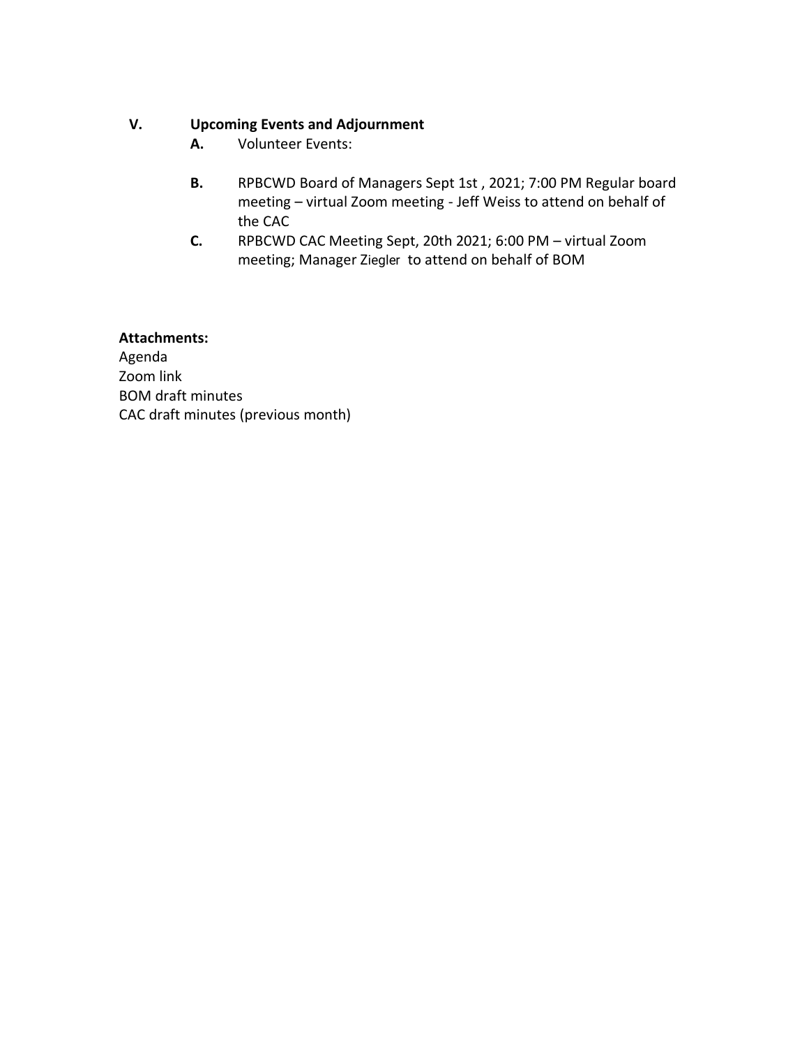## V. Upcoming Events and Adjournment

- **A.** Volunteer Events:
- **B.** RPBCWD Board of Managers Sept 1st , 2021; 7:00 PM Regular board meeting – virtual Zoom meeting - Jeff Weiss to attend on behalf of the CAC
- **C.** RPBCWD CAC Meeting Sept, 20th 2021; 6:00 PM – virtual Zoom meeting; Manager Ziegler to attend on behalf of BOM

**Attachments:**

Agenda
Zoom link
BOM draft minutes
CAC draft minutes (previous month)